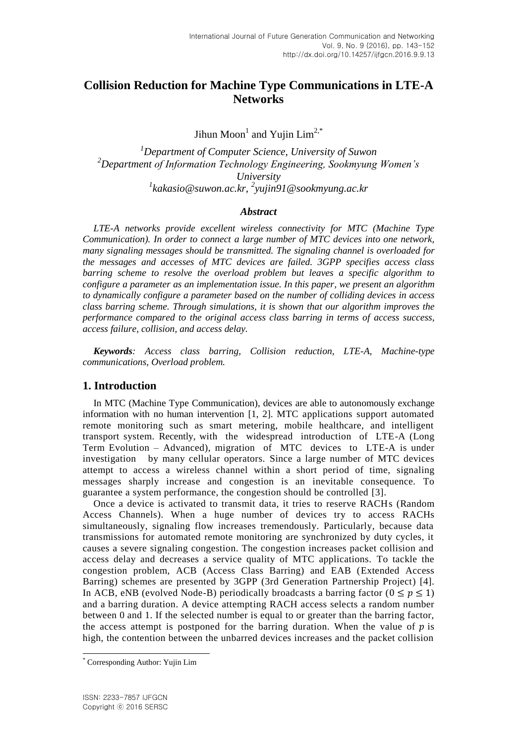# Collision Reduction for Machine Type Communications in LTE-A Networks

Jihun Moon[1] and Yujin Lim[2,*]

[1]*Department of Computer Science, University of Suwon*
[2]*Department of Information Technology Engineering, Sookmyung Women's University*
[1]*kakasio@suwon.ac.kr,* [2]*yujin91@sookmyung.ac.kr*

### *Abstract*

*LTE-A networks provide excellent wireless connectivity for MTC (Machine Type Communication). In order to connect a large number of MTC devices into one network, many signaling messages should be transmitted. The signaling channel is overloaded for the messages and accesses of MTC devices are failed. 3GPP specifies access class barring scheme to resolve the overload problem but leaves a specific algorithm to configure a parameter as an implementation issue. In this paper, we present an algorithm to dynamically configure a parameter based on the number of colliding devices in access class barring scheme. Through simulations, it is shown that our algorithm improves the performance compared to the original access class barring in terms of access success, access failure, collision, and access delay.*

***Keywords****: Access class barring, Collision reduction, LTE-A, Machine-type communications, Overload problem.*

## 1. Introduction

In MTC (Machine Type Communication), devices are able to autonomously exchange information with no human intervention [1, 2]. MTC applications support automated remote monitoring such as smart metering, mobile healthcare, and intelligent transport system. Recently, with the widespread introduction of LTE-A (Long Term Evolution – Advanced), migration of MTC devices to LTE-A is under investigation by many cellular operators. Since a large number of MTC devices attempt to access a wireless channel within a short period of time, signaling messages sharply increase and congestion is an inevitable consequence. To guarantee a system performance, the congestion should be controlled [3].

Once a device is activated to transmit data, it tries to reserve RACHs (Random Access Channels). When a huge number of devices try to access RACHs simultaneously, signaling flow increases tremendously. Particularly, because data transmissions for automated remote monitoring are synchronized by duty cycles, it causes a severe signaling congestion. The congestion increases packet collision and access delay and decreases a service quality of MTC applications. To tackle the congestion problem, ACB (Access Class Barring) and EAB (Extended Access Barring) schemes are presented by 3GPP (3rd Generation Partnership Project) [4]. In ACB, eNB (evolved Node-B) periodically broadcasts a barring factor ($0 \leq p \leq 1$) and a barring duration. A device attempting RACH access selects a random number between 0 and 1. If the selected number is equal to or greater than the barring factor, the access attempt is postponed for the barring duration. When the value of $p$ is high, the contention between the unbarred devices increases and the packet collision

---

[*] Corresponding Author: Yujin Lim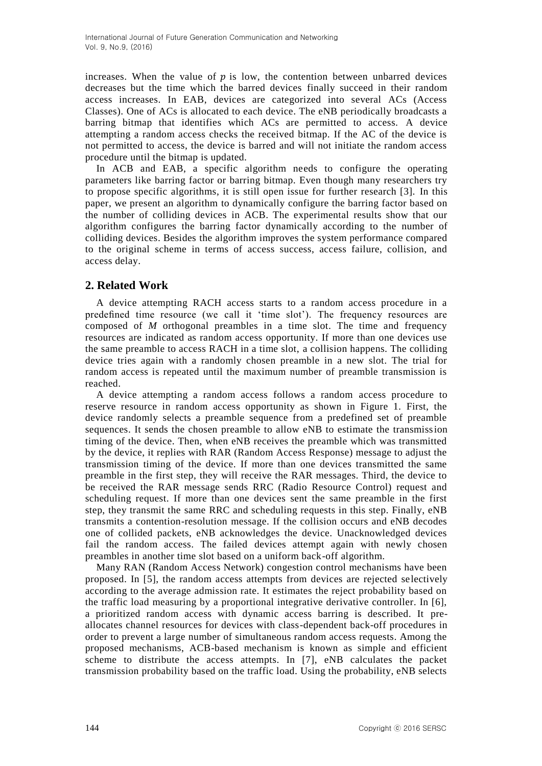increases. When the value of $p$ is low, the contention between unbarred devices decreases but the time which the barred devices finally succeed in their random access increases. In EAB, devices are categorized into several ACs (Access Classes). One of ACs is allocated to each device. The eNB periodically broadcasts a barring bitmap that identifies which ACs are permitted to access. A device attempting a random access checks the received bitmap. If the AC of the device is not permitted to access, the device is barred and will not initiate the random access procedure until the bitmap is updated.

In ACB and EAB, a specific algorithm needs to configure the operating parameters like barring factor or barring bitmap. Even though many researchers try to propose specific algorithms, it is still open issue for further research [3]. In this paper, we present an algorithm to dynamically configure the barring factor based on the number of colliding devices in ACB. The experimental results show that our algorithm configures the barring factor dynamically according to the number of colliding devices. Besides the algorithm improves the system performance compared to the original scheme in terms of access success, access failure, collision, and access delay.

## 2. Related Work

A device attempting RACH access starts to a random access procedure in a predefined time resource (we call it 'time slot'). The frequency resources are composed of $M$ orthogonal preambles in a time slot. The time and frequency resources are indicated as random access opportunity. If more than one devices use the same preamble to access RACH in a time slot, a collision happens. The colliding device tries again with a randomly chosen preamble in a new slot. The trial for random access is repeated until the maximum number of preamble transmission is reached.

A device attempting a random access follows a random access procedure to reserve resource in random access opportunity as shown in Figure 1. First, the device randomly selects a preamble sequence from a predefined set of preamble sequences. It sends the chosen preamble to allow eNB to estimate the transmission timing of the device. Then, when eNB receives the preamble which was transmitted by the device, it replies with RAR (Random Access Response) message to adjust the transmission timing of the device. If more than one devices transmitted the same preamble in the first step, they will receive the RAR messages. Third, the device to be received the RAR message sends RRC (Radio Resource Control) request and scheduling request. If more than one devices sent the same preamble in the first step, they transmit the same RRC and scheduling requests in this step. Finally, eNB transmits a contention-resolution message. If the collision occurs and eNB decodes one of collided packets, eNB acknowledges the device. Unacknowledged devices fail the random access. The failed devices attempt again with newly chosen preambles in another time slot based on a uniform back-off algorithm.

Many RAN (Random Access Network) congestion control mechanisms have been proposed. In [5], the random access attempts from devices are rejected selectively according to the average admission rate. It estimates the reject probability based on the traffic load measuring by a proportional integrative derivative controller. In [6], a prioritized random access with dynamic access barring is described. It pre-allocates channel resources for devices with class-dependent back-off procedures in order to prevent a large number of simultaneous random access requests. Among the proposed mechanisms, ACB-based mechanism is known as simple and efficient scheme to distribute the access attempts. In [7], eNB calculates the packet transmission probability based on the traffic load. Using the probability, eNB selects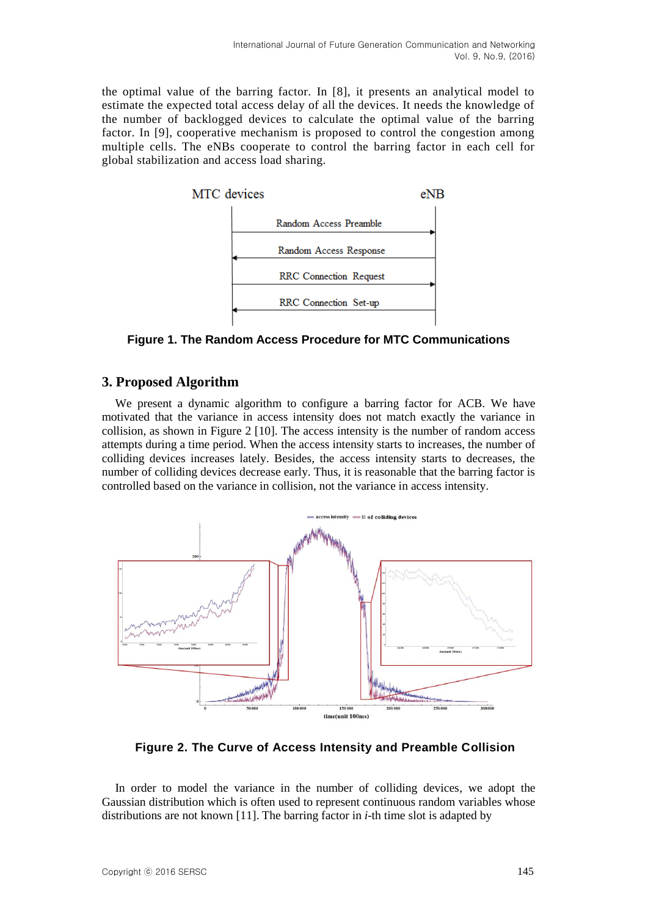the optimal value of the barring factor. In [8], it presents an analytical model to estimate the expected total access delay of all the devices. It needs the knowledge of the number of backlogged devices to calculate the optimal value of the barring factor. In [9], cooperative mechanism is proposed to control the congestion among multiple cells. The eNBs cooperate to control the barring factor in each cell for global stabilization and access load sharing.

**Figure 1. The Random Access Procedure for MTC Communications**

## 3. Proposed Algorithm

We present a dynamic algorithm to configure a barring factor for ACB. We have motivated that the variance in access intensity does not match exactly the variance in collision, as shown in Figure 2 [10]. The access intensity is the number of random access attempts during a time period. When the access intensity starts to increases, the number of colliding devices increases lately. Besides, the access intensity starts to decreases, the number of colliding devices decrease early. Thus, it is reasonable that the barring factor is controlled based on the variance in collision, not the variance in access intensity.

**Figure 2. The Curve of Access Intensity and Preamble Collision**

In order to model the variance in the number of colliding devices, we adopt the Gaussian distribution which is often used to represent continuous random variables whose distributions are not known [11]. The barring factor in *i*-th time slot is adapted by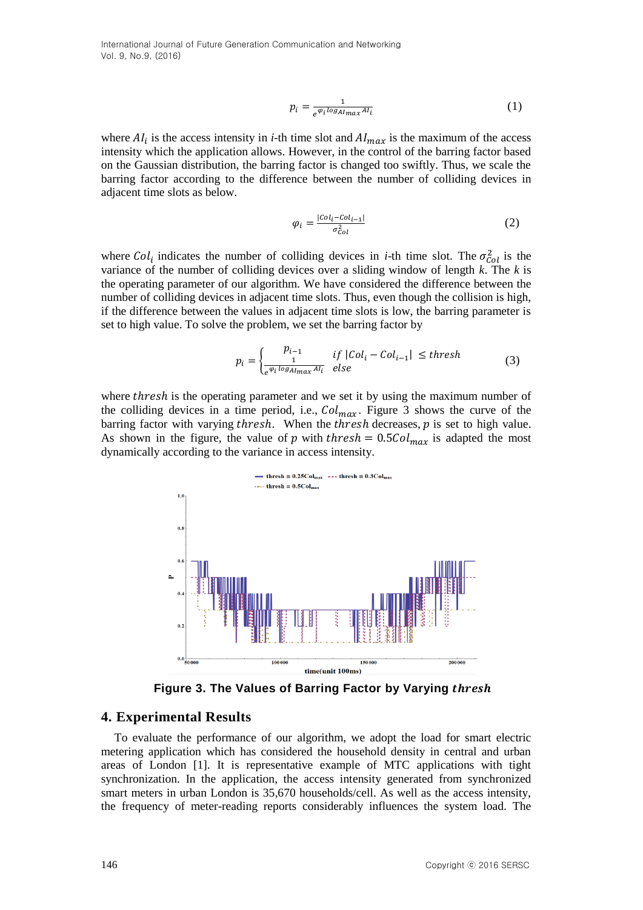$$p_i = \frac{1}{e^{\varphi_i \log_{AI_{max}} AI_i}} \tag{1}$$

where $AI_i$ is the access intensity in *i*-th time slot and $AI_{max}$ is the maximum of the access intensity which the application allows. However, in the control of the barring factor based on the Gaussian distribution, the barring factor is changed too swiftly. Thus, we scale the barring factor according to the difference between the number of colliding devices in adjacent time slots as below.

$$\varphi_i = \frac{|Col_i - Col_{i-1}|}{\sigma^2_{Col}} \tag{2}$$

where $Col_i$ indicates the number of colliding devices in *i*-th time slot. The $\sigma^2_{Col}$ is the variance of the number of colliding devices over a sliding window of length $k$. The $k$ is the operating parameter of our algorithm. We have considered the difference between the number of colliding devices in adjacent time slots. Thus, even though the collision is high, if the difference between the values in adjacent time slots is low, the barring parameter is set to high value. To solve the problem, we set the barring factor by

$$p_i = \begin{cases} p_{i-1} & if\ |Col_i - Col_{i-1}| \leq thresh \\ \frac{1}{e^{\varphi_i \log_{AI_{max}} AI_i}} & else \end{cases} \tag{3}$$

where $thresh$ is the operating parameter and we set it by using the maximum number of the colliding devices in a time period, i.e., $Col_{max}$. Figure 3 shows the curve of the barring factor with varying $thresh$. When the $thresh$ decreases, $p$ is set to high value. As shown in the figure, the value of $p$ with $thresh = 0.5Col_{max}$ is adapted the most dynamically according to the variance in access intensity.

**Figure 3. The Values of Barring Factor by Varying *thresh***

## 4. Experimental Results

To evaluate the performance of our algorithm, we adopt the load for smart electric metering application which has considered the household density in central and urban areas of London [1]. It is representative example of MTC applications with tight synchronization. In the application, the access intensity generated from synchronized smart meters in urban London is 35,670 households/cell. As well as the access intensity, the frequency of meter-reading reports considerably influences the system load. The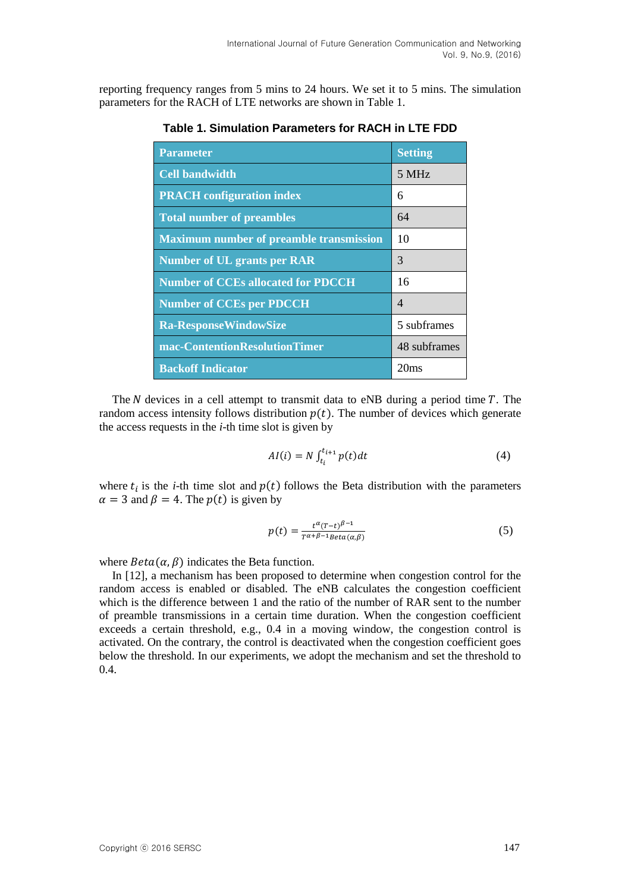reporting frequency ranges from 5 mins to 24 hours. We set it to 5 mins. The simulation parameters for the RACH of LTE networks are shown in Table 1.

**Table 1. Simulation Parameters for RACH in LTE FDD**

| Parameter | Setting |
|---|---|
| Cell bandwidth | 5 MHz |
| PRACH configuration index | 6 |
| Total number of preambles | 64 |
| Maximum number of preamble transmission | 10 |
| Number of UL grants per RAR | 3 |
| Number of CCEs allocated for PDCCH | 16 |
| Number of CCEs per PDCCH | 4 |
| Ra-ResponseWindowSize | 5 subframes |
| mac-ContentionResolutionTimer | 48 subframes |
| Backoff Indicator | 20ms |

The $N$ devices in a cell attempt to transmit data to eNB during a period time $T$. The random access intensity follows distribution $p(t)$. The number of devices which generate the access requests in the *i*-th time slot is given by

$$AI(i) = N\int_{t_i}^{t_{i+1}} p(t)dt \tag{4}$$

where $t_i$ is the *i*-th time slot and $p(t)$ follows the Beta distribution with the parameters $\alpha = 3$ and $\beta = 4$. The $p(t)$ is given by

$$p(t) = \frac{t^{\alpha}(T-t)^{\beta-1}}{T^{\alpha+\beta-1}Beta(\alpha,\beta)} \tag{5}$$

where $Beta(\alpha, \beta)$ indicates the Beta function.

In [12], a mechanism has been proposed to determine when congestion control for the random access is enabled or disabled. The eNB calculates the congestion coefficient which is the difference between 1 and the ratio of the number of RAR sent to the number of preamble transmissions in a certain time duration. When the congestion coefficient exceeds a certain threshold, e.g., 0.4 in a moving window, the congestion control is activated. On the contrary, the control is deactivated when the congestion coefficient goes below the threshold. In our experiments, we adopt the mechanism and set the threshold to 0.4.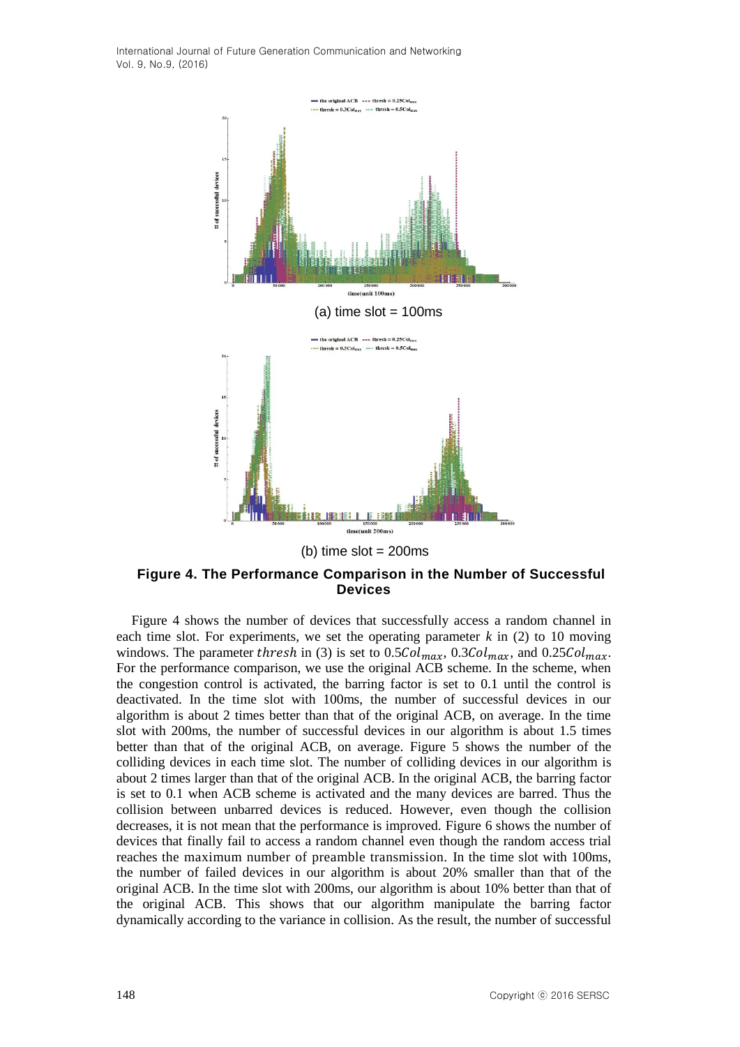(a) time slot = 100ms

(b) time slot = 200ms

**Figure 4. The Performance Comparison in the Number of Successful Devices**

Figure 4 shows the number of devices that successfully access a random channel in each time slot. For experiments, we set the operating parameter $k$ in (2) to 10 moving windows. The parameter $thresh$ in (3) is set to $0.5Col_{max}$, $0.3Col_{max}$, and $0.25Col_{max}$. For the performance comparison, we use the original ACB scheme. In the scheme, when the congestion control is activated, the barring factor is set to 0.1 until the control is deactivated. In the time slot with 100ms, the number of successful devices in our algorithm is about 2 times better than that of the original ACB, on average. In the time slot with 200ms, the number of successful devices in our algorithm is about 1.5 times better than that of the original ACB, on average. Figure 5 shows the number of the colliding devices in each time slot. The number of colliding devices in our algorithm is about 2 times larger than that of the original ACB. In the original ACB, the barring factor is set to 0.1 when ACB scheme is activated and the many devices are barred. Thus the collision between unbarred devices is reduced. However, even though the collision decreases, it is not mean that the performance is improved. Figure 6 shows the number of devices that finally fail to access a random channel even though the random access trial reaches the maximum number of preamble transmission. In the time slot with 100ms, the number of failed devices in our algorithm is about 20% smaller than that of the original ACB. In the time slot with 200ms, our algorithm is about 10% better than that of the original ACB. This shows that our algorithm manipulate the barring factor dynamically according to the variance in collision. As the result, the number of successful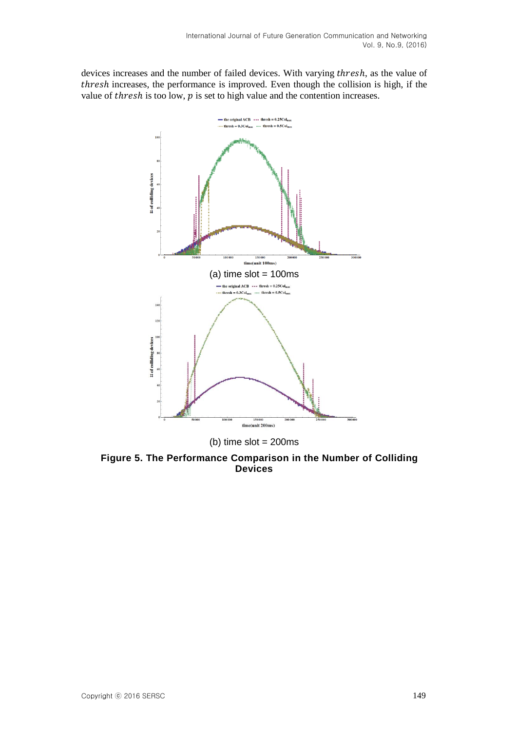devices increases and the number of failed devices. With varying $thresh$, as the value of $thresh$ increases, the performance is improved. Even though the collision is high, if the value of $thresh$ is too low, $p$ is set to high value and the contention increases.

(a) time slot = 100ms

(b) time slot = 200ms

**Figure 5. The Performance Comparison in the Number of Colliding Devices**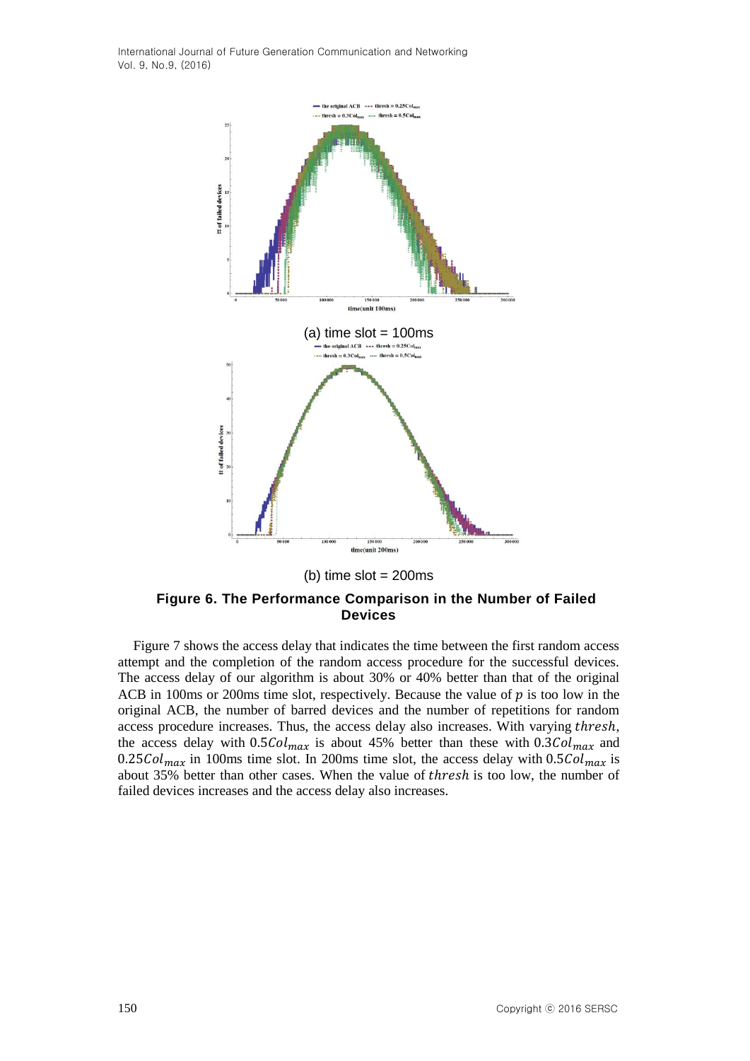(a) time slot = 100ms

(b) time slot = 200ms

**Figure 6. The Performance Comparison in the Number of Failed Devices**

Figure 7 shows the access delay that indicates the time between the first random access attempt and the completion of the random access procedure for the successful devices. The access delay of our algorithm is about 30% or 40% better than that of the original ACB in 100ms or 200ms time slot, respectively. Because the value of $p$ is too low in the original ACB, the number of barred devices and the number of repetitions for random access procedure increases. Thus, the access delay also increases. With varying $thresh$, the access delay with $0.5Col_{max}$ is about 45% better than these with $0.3Col_{max}$ and $0.25Col_{max}$ in 100ms time slot. In 200ms time slot, the access delay with $0.5Col_{max}$ is about 35% better than other cases. When the value of $thresh$ is too low, the number of failed devices increases and the access delay also increases.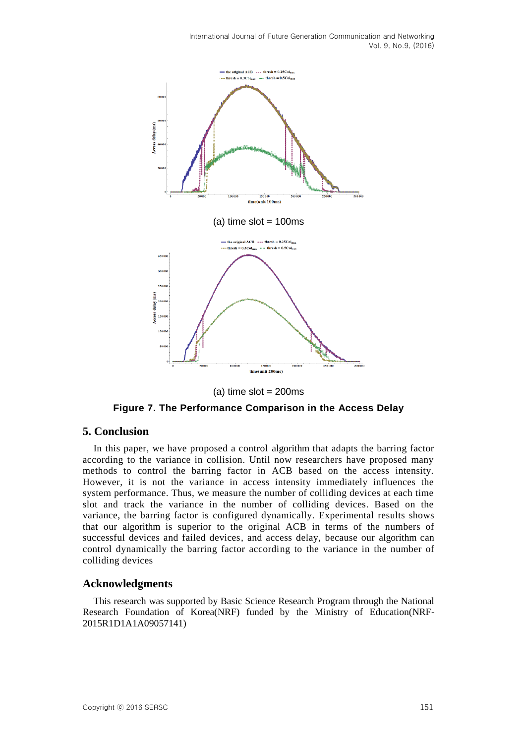(a) time slot = 100ms

(a) time slot = 200ms

**Figure 7. The Performance Comparison in the Access Delay**

## 5. Conclusion

In this paper, we have proposed a control algorithm that adapts the barring factor according to the variance in collision. Until now researchers have proposed many methods to control the barring factor in ACB based on the access intensity. However, it is not the variance in access intensity immediately influences the system performance. Thus, we measure the number of colliding devices at each time slot and track the variance in the number of colliding devices. Based on the variance, the barring factor is configured dynamically. Experimental results shows that our algorithm is superior to the original ACB in terms of the numbers of successful devices and failed devices, and access delay, because our algorithm can control dynamically the barring factor according to the variance in the number of colliding devices

## Acknowledgments

This research was supported by Basic Science Research Program through the National Research Foundation of Korea(NRF) funded by the Ministry of Education(NRF-2015R1D1A1A09057141)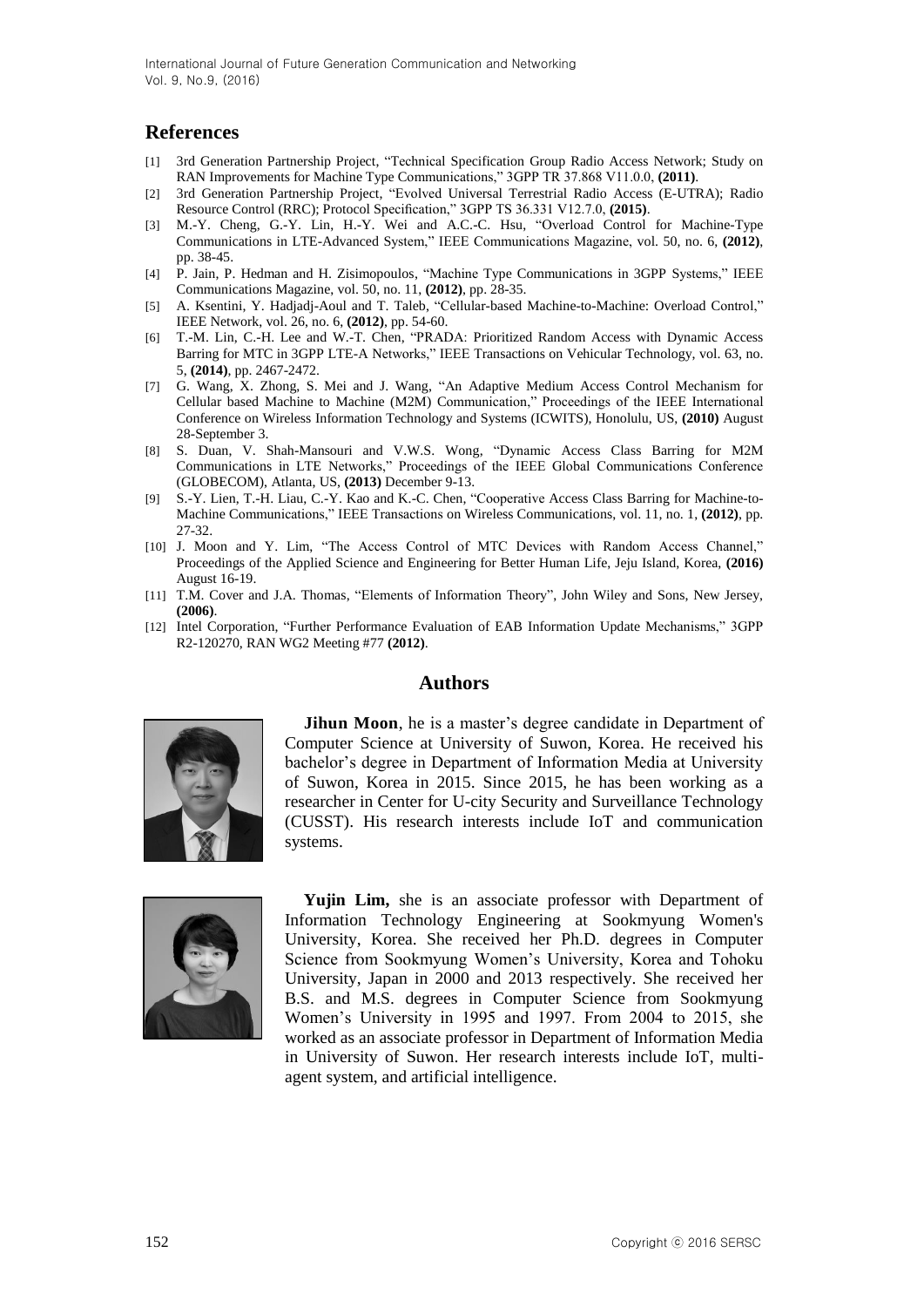## References

[1] 3rd Generation Partnership Project, "Technical Specification Group Radio Access Network; Study on RAN Improvements for Machine Type Communications," 3GPP TR 37.868 V11.0.0, **(2011)**.

[2] 3rd Generation Partnership Project, "Evolved Universal Terrestrial Radio Access (E-UTRA); Radio Resource Control (RRC); Protocol Specification," 3GPP TS 36.331 V12.7.0, **(2015)**.

[3] M.-Y. Cheng, G.-Y. Lin, H.-Y. Wei and A.C.-C. Hsu, "Overload Control for Machine-Type Communications in LTE-Advanced System," IEEE Communications Magazine, vol. 50, no. 6, **(2012)**, pp. 38-45.

[4] P. Jain, P. Hedman and H. Zisimopoulos, "Machine Type Communications in 3GPP Systems," IEEE Communications Magazine, vol. 50, no. 11, **(2012)**, pp. 28-35.

[5] A. Ksentini, Y. Hadjadj-Aoul and T. Taleb, "Cellular-based Machine-to-Machine: Overload Control," IEEE Network, vol. 26, no. 6, **(2012)**, pp. 54-60.

[6] T.-M. Lin, C.-H. Lee and W.-T. Chen, "PRADA: Prioritized Random Access with Dynamic Access Barring for MTC in 3GPP LTE-A Networks," IEEE Transactions on Vehicular Technology, vol. 63, no. 5, **(2014)**, pp. 2467-2472.

[7] G. Wang, X. Zhong, S. Mei and J. Wang, "An Adaptive Medium Access Control Mechanism for Cellular based Machine to Machine (M2M) Communication," Proceedings of the IEEE International Conference on Wireless Information Technology and Systems (ICWITS), Honolulu, US, **(2010)** August 28-September 3.

[8] S. Duan, V. Shah-Mansouri and V.W.S. Wong, "Dynamic Access Class Barring for M2M Communications in LTE Networks," Proceedings of the IEEE Global Communications Conference (GLOBECOM), Atlanta, US, **(2013)** December 9-13.

[9] S.-Y. Lien, T.-H. Liau, C.-Y. Kao and K.-C. Chen, "Cooperative Access Class Barring for Machine-to-Machine Communications," IEEE Transactions on Wireless Communications, vol. 11, no. 1, **(2012)**, pp. 27-32.

[10] J. Moon and Y. Lim, "The Access Control of MTC Devices with Random Access Channel," Proceedings of the Applied Science and Engineering for Better Human Life, Jeju Island, Korea, **(2016)** August 16-19.

[11] T.M. Cover and J.A. Thomas, "Elements of Information Theory", John Wiley and Sons, New Jersey, **(2006)**.

[12] Intel Corporation, "Further Performance Evaluation of EAB Information Update Mechanisms," 3GPP R2-120270, RAN WG2 Meeting #77 **(2012)**.

## Authors

**Jihun Moon**, he is a master's degree candidate in Department of Computer Science at University of Suwon, Korea. He received his bachelor's degree in Department of Information Media at University of Suwon, Korea in 2015. Since 2015, he has been working as a researcher in Center for U-city Security and Surveillance Technology (CUSST). His research interests include IoT and communication systems.

**Yujin Lim,** she is an associate professor with Department of Information Technology Engineering at Sookmyung Women's University, Korea. She received her Ph.D. degrees in Computer Science from Sookmyung Women's University, Korea and Tohoku University, Japan in 2000 and 2013 respectively. She received her B.S. and M.S. degrees in Computer Science from Sookmyung Women's University in 1995 and 1997. From 2004 to 2015, she worked as an associate professor in Department of Information Media in University of Suwon. Her research interests include IoT, multi-agent system, and artificial intelligence.